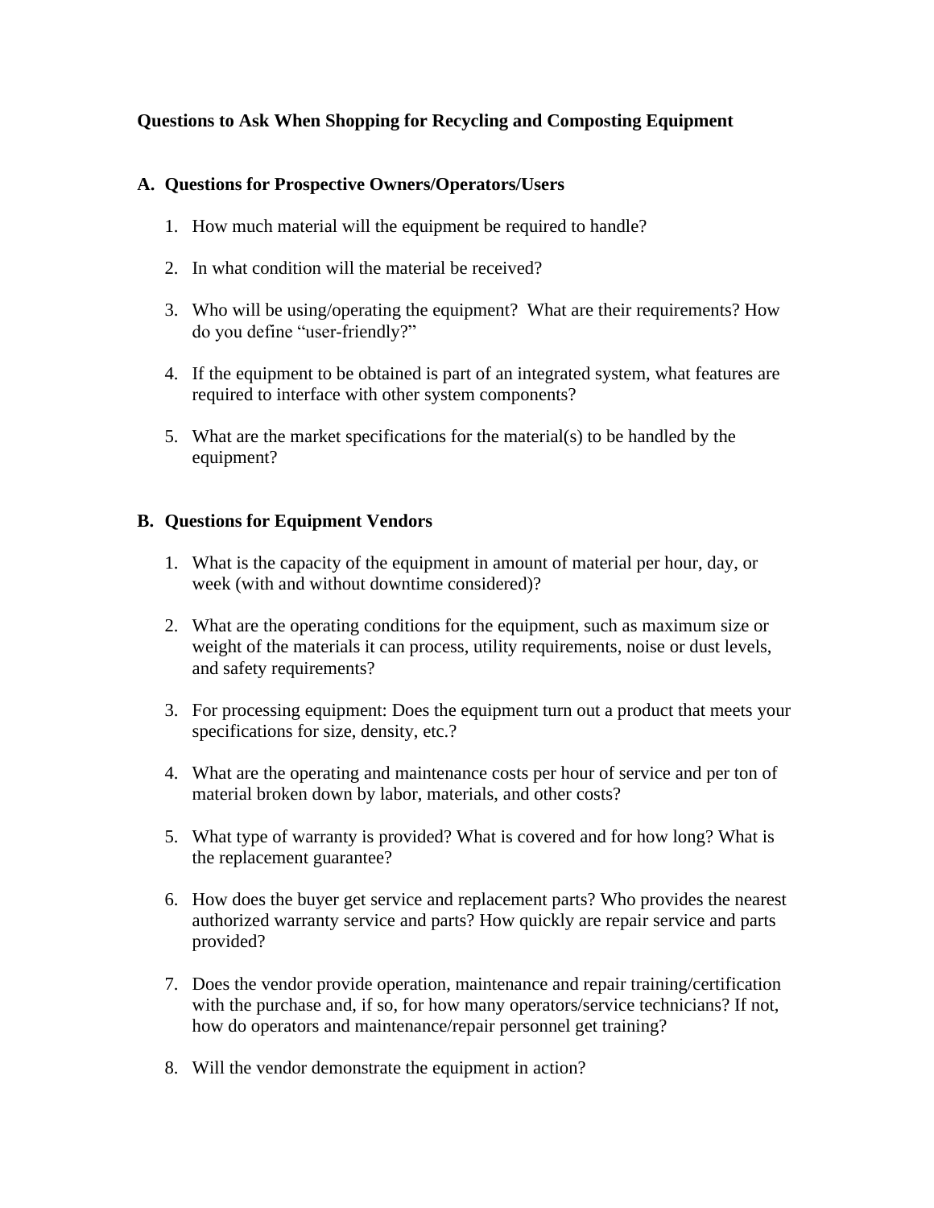# Questions to Ask When Shopping for Recycling and Composting Equipment

## A. Questions for Prospective Owners/Operators/Users

1. How much material will the equipment be required to handle?

2. In what condition will the material be received?

3. Who will be using/operating the equipment? What are their requirements? How do you define "user-friendly?"

4. If the equipment to be obtained is part of an integrated system, what features are required to interface with other system components?

5. What are the market specifications for the material(s) to be handled by the equipment?

## B. Questions for Equipment Vendors

1. What is the capacity of the equipment in amount of material per hour, day, or week (with and without downtime considered)?

2. What are the operating conditions for the equipment, such as maximum size or weight of the materials it can process, utility requirements, noise or dust levels, and safety requirements?

3. For processing equipment: Does the equipment turn out a product that meets your specifications for size, density, etc.?

4. What are the operating and maintenance costs per hour of service and per ton of material broken down by labor, materials, and other costs?

5. What type of warranty is provided? What is covered and for how long? What is the replacement guarantee?

6. How does the buyer get service and replacement parts? Who provides the nearest authorized warranty service and parts? How quickly are repair service and parts provided?

7. Does the vendor provide operation, maintenance and repair training/certification with the purchase and, if so, for how many operators/service technicians? If not, how do operators and maintenance/repair personnel get training?

8. Will the vendor demonstrate the equipment in action?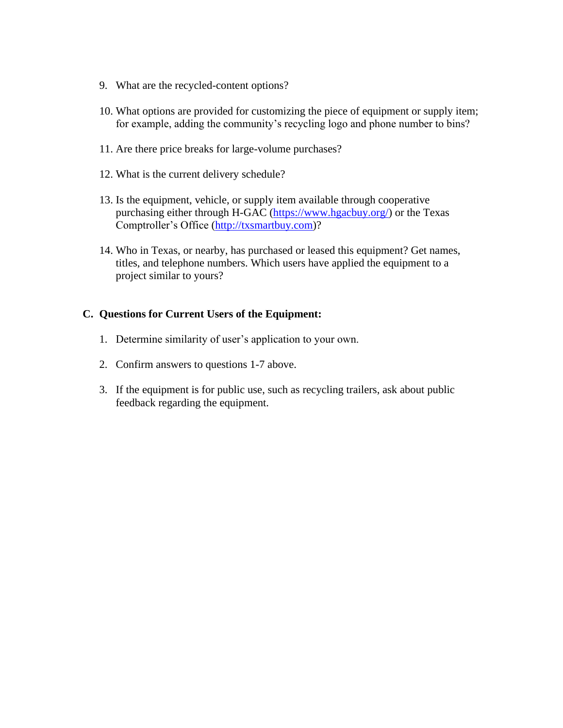9. What are the recycled-content options?

10. What options are provided for customizing the piece of equipment or supply item; for example, adding the community's recycling logo and phone number to bins?

11. Are there price breaks for large-volume purchases?

12. What is the current delivery schedule?

13. Is the equipment, vehicle, or supply item available through cooperative purchasing either through H-GAC (https://www.hgacbuy.org/) or the Texas Comptroller's Office (http://txsmartbuy.com)?

14. Who in Texas, or nearby, has purchased or leased this equipment? Get names, titles, and telephone numbers. Which users have applied the equipment to a project similar to yours?

## C. Questions for Current Users of the Equipment:

1. Determine similarity of user's application to your own.

2. Confirm answers to questions 1-7 above.

3. If the equipment is for public use, such as recycling trailers, ask about public feedback regarding the equipment.